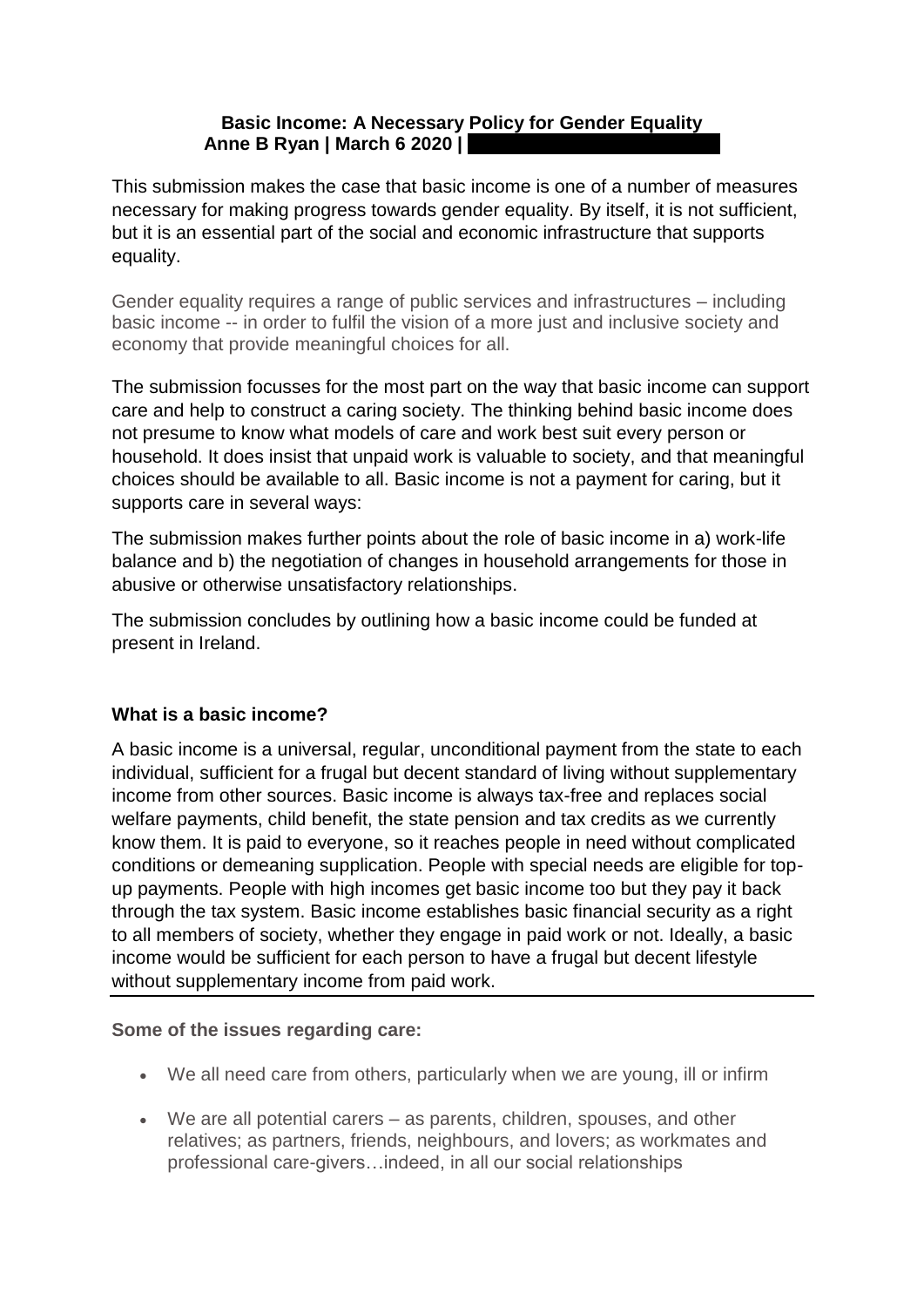**Basic Income: A Necessary Policy for Gender Equality**
**Anne B Ryan | March 6 2020 |**

This submission makes the case that basic income is one of a number of measures necessary for making progress towards gender equality. By itself, it is not sufficient, but it is an essential part of the social and economic infrastructure that supports equality.

Gender equality requires a range of public services and infrastructures – including basic income -- in order to fulfil the vision of a more just and inclusive society and economy that provide meaningful choices for all.

The submission focusses for the most part on the way that basic income can support care and help to construct a caring society. The thinking behind basic income does not presume to know what models of care and work best suit every person or household. It does insist that unpaid work is valuable to society, and that meaningful choices should be available to all. Basic income is not a payment for caring, but it supports care in several ways:

The submission makes further points about the role of basic income in a) work-life balance and b) the negotiation of changes in household arrangements for those in abusive or otherwise unsatisfactory relationships.

The submission concludes by outlining how a basic income could be funded at present in Ireland.

**What is a basic income?**

A basic income is a universal, regular, unconditional payment from the state to each individual, sufficient for a frugal but decent standard of living without supplementary income from other sources. Basic income is always tax-free and replaces social welfare payments, child benefit, the state pension and tax credits as we currently know them. It is paid to everyone, so it reaches people in need without complicated conditions or demeaning supplication. People with special needs are eligible for top-up payments. People with high incomes get basic income too but they pay it back through the tax system. Basic income establishes basic financial security as a right to all members of society, whether they engage in paid work or not. Ideally, a basic income would be sufficient for each person to have a frugal but decent lifestyle without supplementary income from paid work.

---

**Some of the issues regarding care:**

- We all need care from others, particularly when we are young, ill or infirm
- We are all potential carers – as parents, children, spouses, and other relatives; as partners, friends, neighbours, and lovers; as workmates and professional care-givers…indeed, in all our social relationships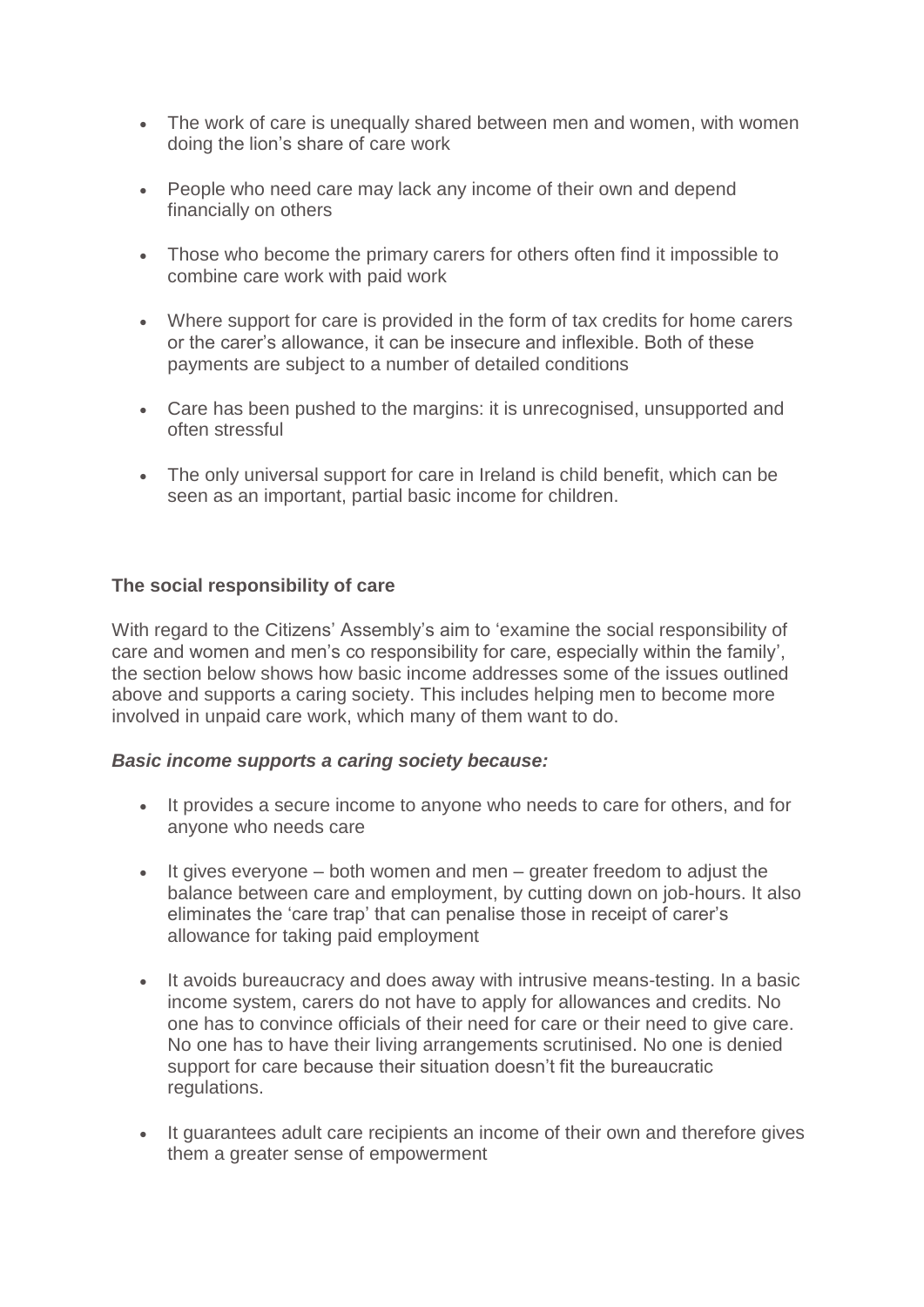- The work of care is unequally shared between men and women, with women doing the lion's share of care work
- People who need care may lack any income of their own and depend financially on others
- Those who become the primary carers for others often find it impossible to combine care work with paid work
- Where support for care is provided in the form of tax credits for home carers or the carer's allowance, it can be insecure and inflexible. Both of these payments are subject to a number of detailed conditions
- Care has been pushed to the margins: it is unrecognised, unsupported and often stressful
- The only universal support for care in Ireland is child benefit, which can be seen as an important, partial basic income for children.

**The social responsibility of care**

With regard to the Citizens' Assembly's aim to 'examine the social responsibility of care and women and men's co responsibility for care, especially within the family', the section below shows how basic income addresses some of the issues outlined above and supports a caring society. This includes helping men to become more involved in unpaid care work, which many of them want to do.

***Basic income supports a caring society because:***

- It provides a secure income to anyone who needs to care for others, and for anyone who needs care
- It gives everyone – both women and men – greater freedom to adjust the balance between care and employment, by cutting down on job-hours. It also eliminates the 'care trap' that can penalise those in receipt of carer's allowance for taking paid employment
- It avoids bureaucracy and does away with intrusive means-testing. In a basic income system, carers do not have to apply for allowances and credits. No one has to convince officials of their need for care or their need to give care. No one has to have their living arrangements scrutinised. No one is denied support for care because their situation doesn't fit the bureaucratic regulations.
- It guarantees adult care recipients an income of their own and therefore gives them a greater sense of empowerment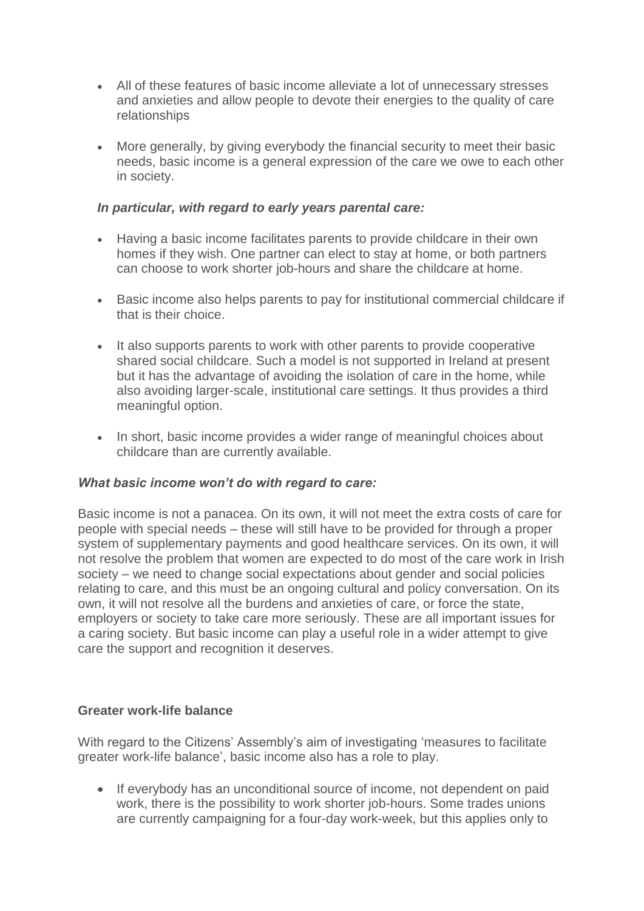- All of these features of basic income alleviate a lot of unnecessary stresses and anxieties and allow people to devote their energies to the quality of care relationships

- More generally, by giving everybody the financial security to meet their basic needs, basic income is a general expression of the care we owe to each other in society.

***In particular, with regard to early years parental care:***

- Having a basic income facilitates parents to provide childcare in their own homes if they wish. One partner can elect to stay at home, or both partners can choose to work shorter job-hours and share the childcare at home.

- Basic income also helps parents to pay for institutional commercial childcare if that is their choice.

- It also supports parents to work with other parents to provide cooperative shared social childcare. Such a model is not supported in Ireland at present but it has the advantage of avoiding the isolation of care in the home, while also avoiding larger-scale, institutional care settings. It thus provides a third meaningful option.

- In short, basic income provides a wider range of meaningful choices about childcare than are currently available.

***What basic income won't do with regard to care:***

Basic income is not a panacea. On its own, it will not meet the extra costs of care for people with special needs – these will still have to be provided for through a proper system of supplementary payments and good healthcare services. On its own, it will not resolve the problem that women are expected to do most of the care work in Irish society – we need to change social expectations about gender and social policies relating to care, and this must be an ongoing cultural and policy conversation. On its own, it will not resolve all the burdens and anxieties of care, or force the state, employers or society to take care more seriously. These are all important issues for a caring society. But basic income can play a useful role in a wider attempt to give care the support and recognition it deserves.

**Greater work-life balance**

With regard to the Citizens' Assembly's aim of investigating 'measures to facilitate greater work-life balance', basic income also has a role to play.

- If everybody has an unconditional source of income, not dependent on paid work, there is the possibility to work shorter job-hours. Some trades unions are currently campaigning for a four-day work-week, but this applies only to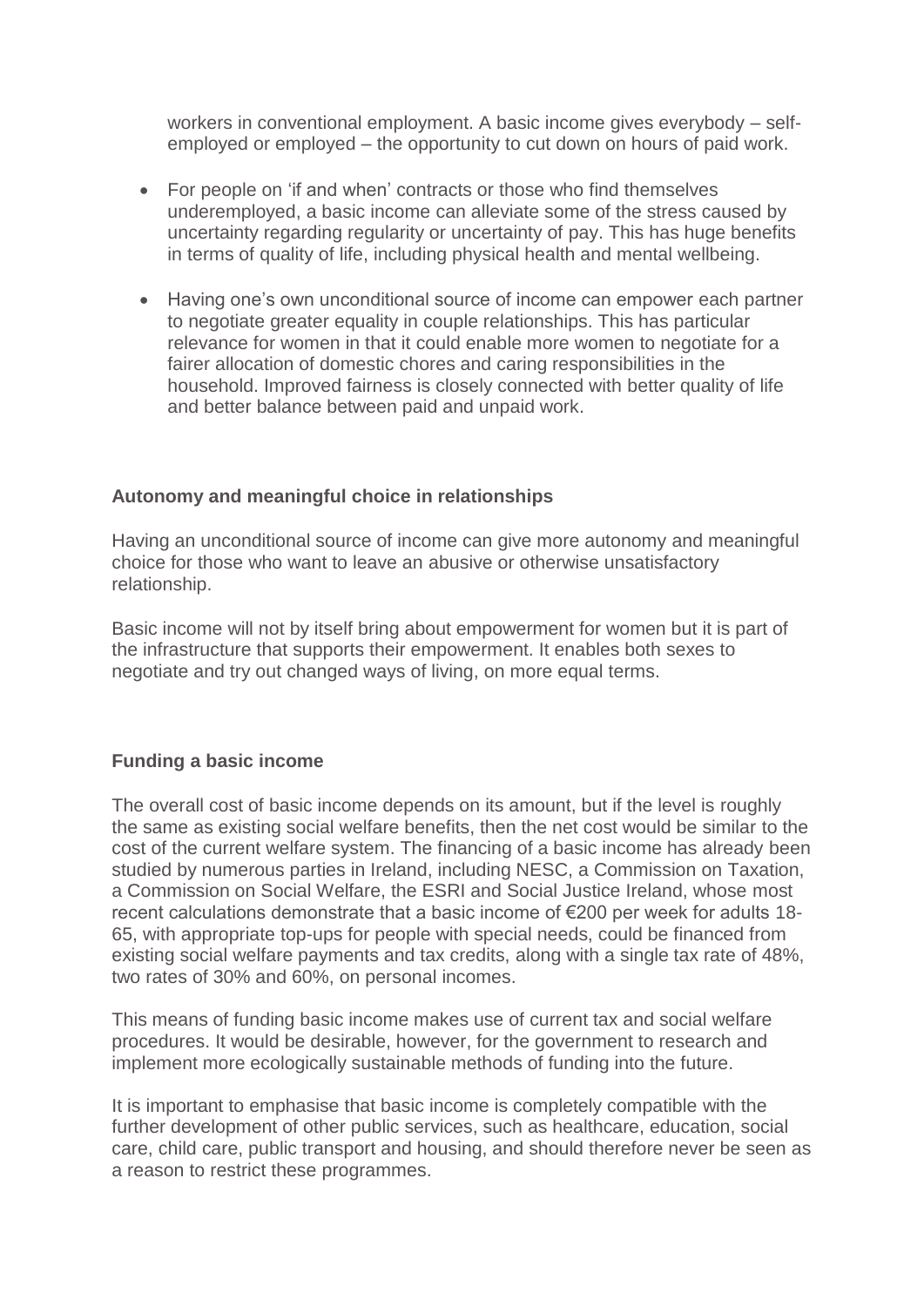workers in conventional employment. A basic income gives everybody – self-employed or employed – the opportunity to cut down on hours of paid work.

- For people on 'if and when' contracts or those who find themselves underemployed, a basic income can alleviate some of the stress caused by uncertainty regarding regularity or uncertainty of pay. This has huge benefits in terms of quality of life, including physical health and mental wellbeing.

- Having one's own unconditional source of income can empower each partner to negotiate greater equality in couple relationships. This has particular relevance for women in that it could enable more women to negotiate for a fairer allocation of domestic chores and caring responsibilities in the household. Improved fairness is closely connected with better quality of life and better balance between paid and unpaid work.

**Autonomy and meaningful choice in relationships**

Having an unconditional source of income can give more autonomy and meaningful choice for those who want to leave an abusive or otherwise unsatisfactory relationship.

Basic income will not by itself bring about empowerment for women but it is part of the infrastructure that supports their empowerment. It enables both sexes to negotiate and try out changed ways of living, on more equal terms.

**Funding a basic income**

The overall cost of basic income depends on its amount, but if the level is roughly the same as existing social welfare benefits, then the net cost would be similar to the cost of the current welfare system. The financing of a basic income has already been studied by numerous parties in Ireland, including NESC, a Commission on Taxation, a Commission on Social Welfare, the ESRI and Social Justice Ireland, whose most recent calculations demonstrate that a basic income of €200 per week for adults 18-65, with appropriate top-ups for people with special needs, could be financed from existing social welfare payments and tax credits, along with a single tax rate of 48%, two rates of 30% and 60%, on personal incomes.

This means of funding basic income makes use of current tax and social welfare procedures. It would be desirable, however, for the government to research and implement more ecologically sustainable methods of funding into the future.

It is important to emphasise that basic income is completely compatible with the further development of other public services, such as healthcare, education, social care, child care, public transport and housing, and should therefore never be seen as a reason to restrict these programmes.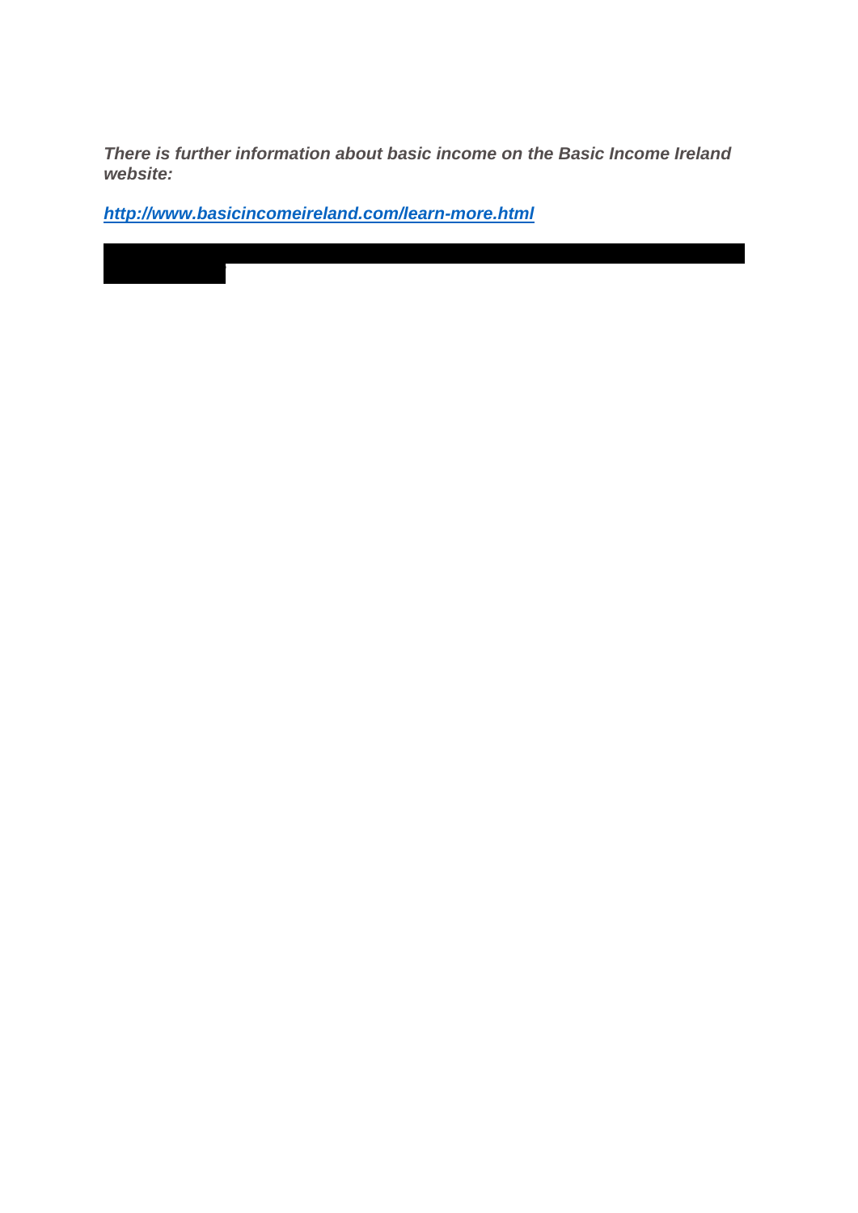***There is further information about basic income on the Basic Income Ireland website:***

***http://www.basicincomeireland.com/learn-more.html***